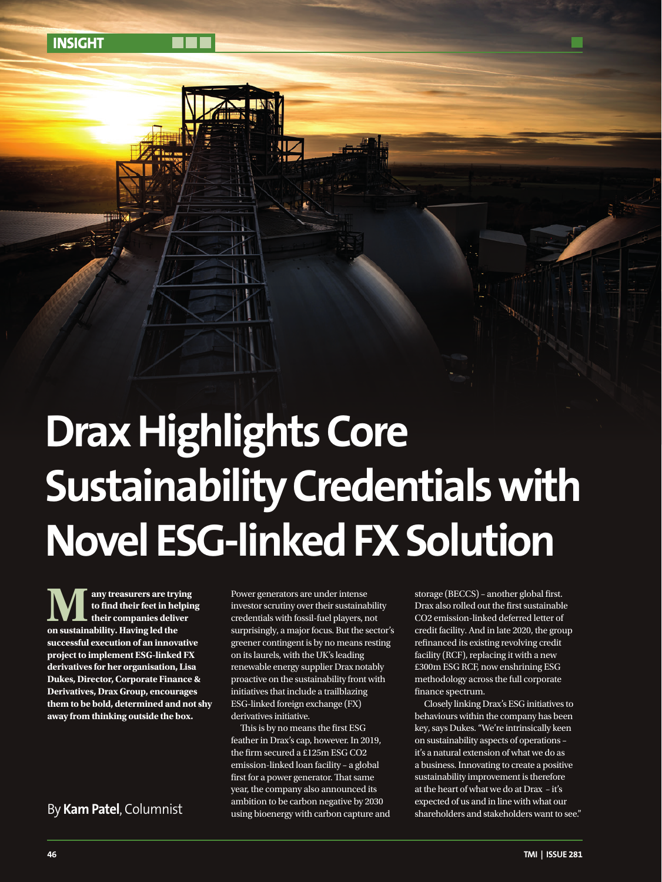# Drax Highlights Core Sustainability Credentials with Novel ESG-linked FX Solution

**Many treasurers are trying to find their feet in helping their companies deliver on sustainability. Having led the successful execution of an innovative project to implement ESG-linked FX derivatives for her organisation, Lisa Dukes, Director, Corporate Finance & Derivatives, Drax Group, encourages them to be bold, determined and not shy away from thinking outside the box.**

By **Kam Patel**, Columnist

Power generators are under intense investor scrutiny over their sustainability credentials with fossil-fuel players, not surprisingly, a major focus. But the sector's greener contingent is by no means resting on its laurels, with the UK's leading renewable energy supplier Drax notably proactive on the sustainability front with initiatives that include a trailblazing ESG-linked foreign exchange (FX) derivatives initiative.

This is by no means the first ESG feather in Drax's cap, however. In 2019, the firm secured a £125m ESG CO2 emission-linked loan facility – a global first for a power generator. That same year, the company also announced its ambition to be carbon negative by 2030 using bioenergy with carbon capture and storage (BECCS) – another global first. Drax also rolled out the first sustainable CO2 emission-linked deferred letter of credit facility. And in late 2020, the group refinanced its existing revolving credit facility (RCF), replacing it with a new £300m ESG RCF, now enshrining ESG methodology across the full corporate finance spectrum.

Closely linking Drax's ESG initiatives to behaviours within the company has been key, says Dukes. "We're intrinsically keen on sustainability aspects of operations – it's a natural extension of what we do as a business. Innovating to create a positive sustainability improvement is therefore at the heart of what we do at Drax – it's expected of us and in line with what our shareholders and stakeholders want to see."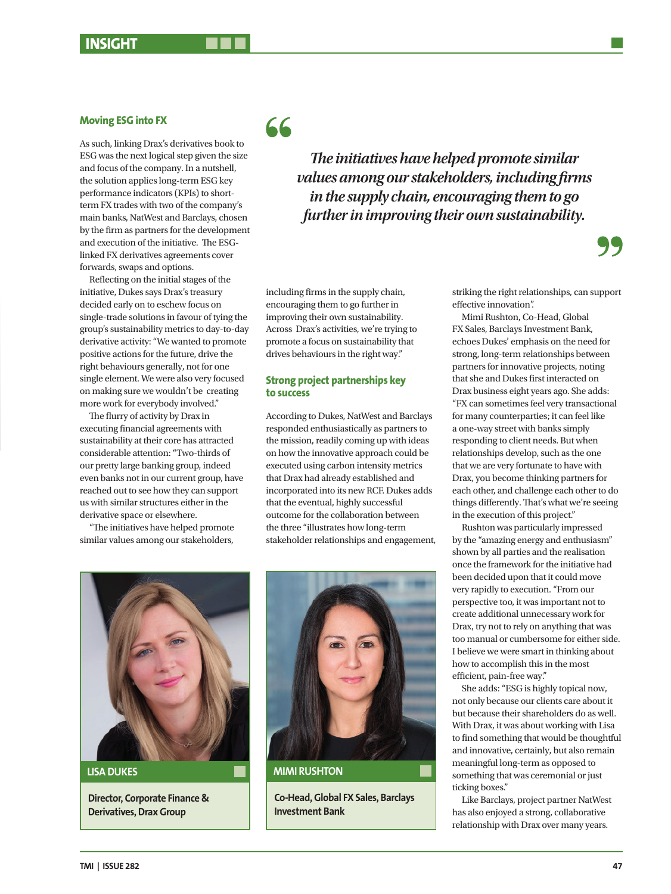## Moving ESG into FX

As such, linking Drax's derivatives book to ESG was the next logical step given the size and focus of the company. In a nutshell, the solution applies long-term ESG key performance indicators (KPIs) to short-term FX trades with two of the company's main banks, NatWest and Barclays, chosen by the firm as partners for the development and execution of the initiative. The ESG-linked FX derivatives agreements cover forwards, swaps and options.

Reflecting on the initial stages of the initiative, Dukes says Drax's treasury decided early on to eschew focus on single-trade solutions in favour of tying the group's sustainability metrics to day-to-day derivative activity: "We wanted to promote positive actions for the future, drive the right behaviours generally, not for one single element. We were also very focused on making sure we wouldn't be creating more work for everybody involved."

The flurry of activity by Drax in executing financial agreements with sustainability at their core has attracted considerable attention: "Two-thirds of our pretty large banking group, indeed even banks not in our current group, have reached out to see how they can support us with similar structures either in the derivative space or elsewhere.

"The initiatives have helped promote similar values among our stakeholders, including firms in the supply chain, encouraging them to go further in improving their own sustainability. Across Drax's activities, we're trying to promote a focus on sustainability that drives behaviours in the right way."

> *The initiatives have helped promote similar values among our stakeholders, including firms in the supply chain, encouraging them to go further in improving their own sustainability.*

## Strong project partnerships key to success

According to Dukes, NatWest and Barclays responded enthusiastically as partners to the mission, readily coming up with ideas on how the innovative approach could be executed using carbon intensity metrics that Drax had already established and incorporated into its new RCF. Dukes adds that the eventual, highly successful outcome for the collaboration between the three "illustrates how long-term stakeholder relationships and engagement, striking the right relationships, can support effective innovation".

Mimi Rushton, Co-Head, Global FX Sales, Barclays Investment Bank, echoes Dukes' emphasis on the need for strong, long-term relationships between partners for innovative projects, noting that she and Dukes first interacted on Drax business eight years ago. She adds: "FX can sometimes feel very transactional for many counterparties; it can feel like a one-way street with banks simply responding to client needs. But when relationships develop, such as the one that we are very fortunate to have with Drax, you become thinking partners for each other, and challenge each other to do things differently. That's what we're seeing in the execution of this project."

Rushton was particularly impressed by the "amazing energy and enthusiasm" shown by all parties and the realisation once the framework for the initiative had been decided upon that it could move very rapidly to execution. "From our perspective too, it was important not to create additional unnecessary work for Drax, try not to rely on anything that was too manual or cumbersome for either side. I believe we were smart in thinking about how to accomplish this in the most efficient, pain-free way."

She adds: "ESG is highly topical now, not only because our clients care about it but because their shareholders do as well. With Drax, it was about working with Lisa to find something that would be thoughtful and innovative, certainly, but also remain meaningful long-term as opposed to something that was ceremonial or just ticking boxes."

Like Barclays, project partner NatWest has also enjoyed a strong, collaborative relationship with Drax over many years.

**LISA DUKES**
Director, Corporate Finance & Derivatives, Drax Group

**MIMI RUSHTON**
Co-Head, Global FX Sales, Barclays Investment Bank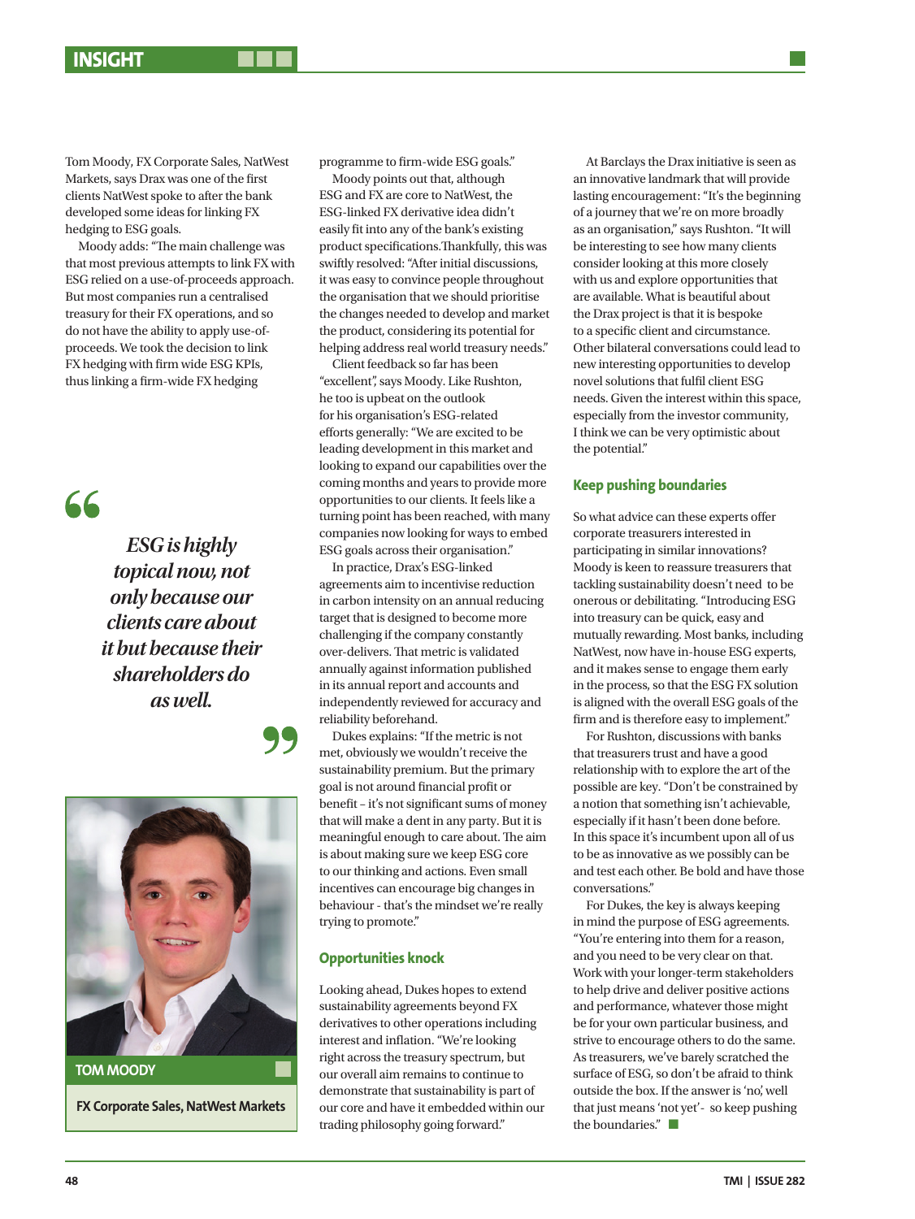Tom Moody, FX Corporate Sales, NatWest Markets, says Drax was one of the first clients NatWest spoke to after the bank developed some ideas for linking FX hedging to ESG goals.

Moody adds: "The main challenge was that most previous attempts to link FX with ESG relied on a use-of-proceeds approach. But most companies run a centralised treasury for their FX operations, and so do not have the ability to apply use-of-proceeds. We took the decision to link FX hedging with firm wide ESG KPIs, thus linking a firm-wide FX hedging programme to firm-wide ESG goals."

> *ESG is highly topical now, not only because our clients care about it but because their shareholders do as well.*

**TOM MOODY**

**FX Corporate Sales, NatWest Markets**

Moody points out that, although ESG and FX are core to NatWest, the ESG-linked FX derivative idea didn't easily fit into any of the bank's existing product specifications.Thankfully, this was swiftly resolved: "After initial discussions, it was easy to convince people throughout the organisation that we should prioritise the changes needed to develop and market the product, considering its potential for helping address real world treasury needs."

Client feedback so far has been "excellent", says Moody. Like Rushton, he too is upbeat on the outlook for his organisation's ESG-related efforts generally: "We are excited to be leading development in this market and looking to expand our capabilities over the coming months and years to provide more opportunities to our clients. It feels like a turning point has been reached, with many companies now looking for ways to embed ESG goals across their organisation."

In practice, Drax's ESG-linked agreements aim to incentivise reduction in carbon intensity on an annual reducing target that is designed to become more challenging if the company constantly over-delivers. That metric is validated annually against information published in its annual report and independently reviewed for accuracy and reliability beforehand.

Dukes explains: "If the metric is not met, obviously we wouldn't receive the sustainability premium. But the primary goal is not around financial profit or benefit – it's not significant sums of money that will make a dent in any party. But it is meaningful enough to care about. The aim is about making sure we keep ESG core to our thinking and actions. Even small incentives can encourage big changes in behaviour - that's the mindset we're really trying to promote."

## Opportunities knock

Looking ahead, Dukes hopes to extend sustainability agreements beyond FX derivatives to other operations including interest and inflation. "We're looking right across the treasury spectrum, but our overall aim remains to continue to demonstrate that sustainability is part of our core and have it embedded within our trading philosophy going forward."

At Barclays the Drax initiative is seen as an innovative landmark that will provide lasting encouragement: "It's the beginning of a journey that we're on more broadly as an organisation," says Rushton. "It will be interesting to see how many clients consider looking at this more closely with us and explore opportunities that are available. What is beautiful about the Drax project is that it is bespoke to a specific client and circumstance. Other bilateral conversations could lead to new interesting opportunities to develop novel solutions that fulfil client ESG needs. Given the interest within this space, especially from the investor community, I think we can be very optimistic about the potential."

## Keep pushing boundaries

So what advice can these experts offer corporate treasurers interested in participating in similar innovations? Moody is keen to reassure treasurers that tackling sustainability doesn't need to be onerous or debilitating. "Introducing ESG into treasury can be quick, easy and mutually rewarding. Most banks, including NatWest, now have in-house ESG experts, and it makes sense to engage them early in the process, so that the ESG FX solution is aligned with the overall ESG goals of the firm and is therefore easy to implement."

For Rushton, discussions with banks that treasurers trust and have a good relationship with to explore the art of the possible are key. "Don't be constrained by a notion that something isn't achievable, especially if it hasn't been done before. In this space it's incumbent upon all of us to be as innovative as we possibly can be and test each other. Be bold and have those conversations."

For Dukes, the key is always keeping in mind the purpose of ESG agreements. "You're entering into them for a reason, and you need to be very clear on that. Work with your longer-term stakeholders to help drive and deliver positive actions and performance, whatever those might be for your own particular business, and strive to encourage others to do the same. As treasurers, we've barely scratched the surface of ESG, so don't be afraid to think outside the box. If the answer is 'no', well that just means 'not yet' - so keep pushing the boundaries."